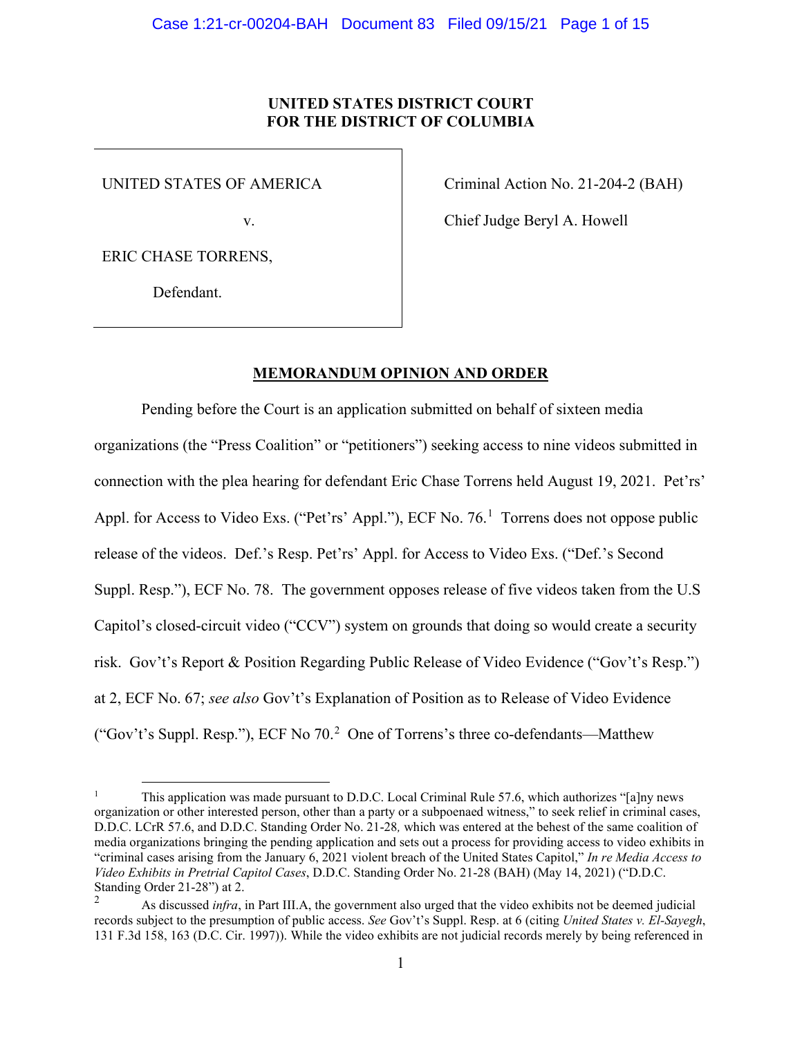**UNITED STATES DISTRICT COURT**
**FOR THE DISTRICT OF COLUMBIA**

| | |
|---|---|
| UNITED STATES OF AMERICA<br><br>v.<br><br>ERIC CHASE TORRENS,<br><br>Defendant. | Criminal Action No. 21-204-2 (BAH)<br><br>Chief Judge Beryl A. Howell |

**MEMORANDUM OPINION AND ORDER**

Pending before the Court is an application submitted on behalf of sixteen media organizations (the "Press Coalition" or "petitioners") seeking access to nine videos submitted in connection with the plea hearing for defendant Eric Chase Torrens held August 19, 2021. Pet'rs' Appl. for Access to Video Exs. ("Pet'rs' Appl."), ECF No. 76.[1] Torrens does not oppose public release of the videos. Def.'s Resp. Pet'rs' Appl. for Access to Video Exs. ("Def.'s Second Suppl. Resp."), ECF No. 78. The government opposes release of five videos taken from the U.S Capitol's closed-circuit video ("CCV") system on grounds that doing so would create a security risk. Gov't's Report & Position Regarding Public Release of Video Evidence ("Gov't's Resp.") at 2, ECF No. 67; *see also* Gov't's Explanation of Position as to Release of Video Evidence ("Gov't's Suppl. Resp."), ECF No 70.[2] One of Torrens's three co-defendants—Matthew

---

[1] This application was made pursuant to D.D.C. Local Criminal Rule 57.6, which authorizes "[a]ny news organization or other interested person, other than a party or a subpoenaed witness," to seek relief in criminal cases, D.D.C. LCrR 57.6, and D.D.C. Standing Order No. 21-28*,* which was entered at the behest of the same coalition of media organizations bringing the pending application and sets out a process for providing access to video exhibits in "criminal cases arising from the January 6, 2021 violent breach of the United States Capitol," *In re Media Access to Video Exhibits in Pretrial Capitol Cases*, D.D.C. Standing Order No. 21-28 (BAH) (May 14, 2021) ("D.D.C. Standing Order 21-28") at 2.

[2] As discussed *infra*, in Part III.A, the government also urged that the video exhibits not be deemed judicial records subject to the presumption of public access. *See* Gov't's Suppl. Resp. at 6 (citing *United States v. El-Sayegh*, 131 F.3d 158, 163 (D.C. Cir. 1997)). While the video exhibits are not judicial records merely by being referenced in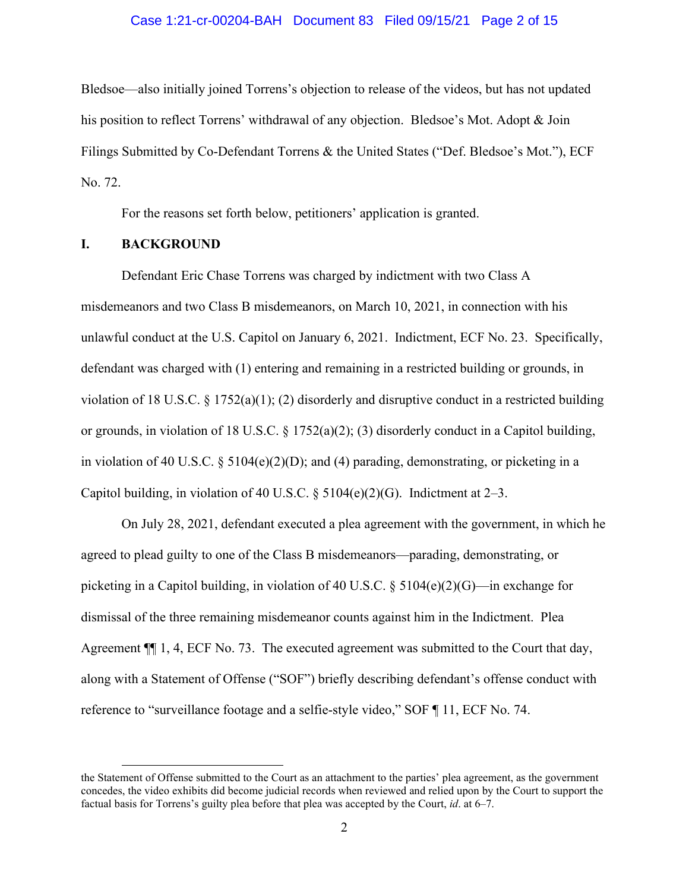Bledsoe—also initially joined Torrens's objection to release of the videos, but has not updated his position to reflect Torrens' withdrawal of any objection. Bledsoe's Mot. Adopt & Join Filings Submitted by Co-Defendant Torrens & the United States ("Def. Bledsoe's Mot."), ECF No. 72.

For the reasons set forth below, petitioners' application is granted.

## I. BACKGROUND

Defendant Eric Chase Torrens was charged by indictment with two Class A misdemeanors and two Class B misdemeanors, on March 10, 2021, in connection with his unlawful conduct at the U.S. Capitol on January 6, 2021. Indictment, ECF No. 23. Specifically, defendant was charged with (1) entering and remaining in a restricted building or grounds, in violation of 18 U.S.C. § 1752(a)(1); (2) disorderly and disruptive conduct in a restricted building or grounds, in violation of 18 U.S.C. § 1752(a)(2); (3) disorderly conduct in a Capitol building, in violation of 40 U.S.C. § 5104(e)(2)(D); and (4) parading, demonstrating, or picketing in a Capitol building, in violation of 40 U.S.C. § 5104(e)(2)(G). Indictment at 2–3.

On July 28, 2021, defendant executed a plea agreement with the government, in which he agreed to plead guilty to one of the Class B misdemeanors—parading, demonstrating, or picketing in a Capitol building, in violation of 40 U.S.C. § 5104(e)(2)(G)—in exchange for dismissal of the three remaining misdemeanor counts against him in the Indictment. Plea Agreement ¶¶ 1, 4, ECF No. 73. The executed agreement was submitted to the Court that day, along with a Statement of Offense ("SOF") briefly describing defendant's offense conduct with reference to "surveillance footage and a selfie-style video," SOF ¶ 11, ECF No. 74.

---

the Statement of Offense submitted to the Court as an attachment to the parties' plea agreement, as the government concedes, the video exhibits did become judicial records when reviewed and relied upon by the Court to support the factual basis for Torrens's guilty plea before that plea was accepted by the Court, *id*. at 6–7.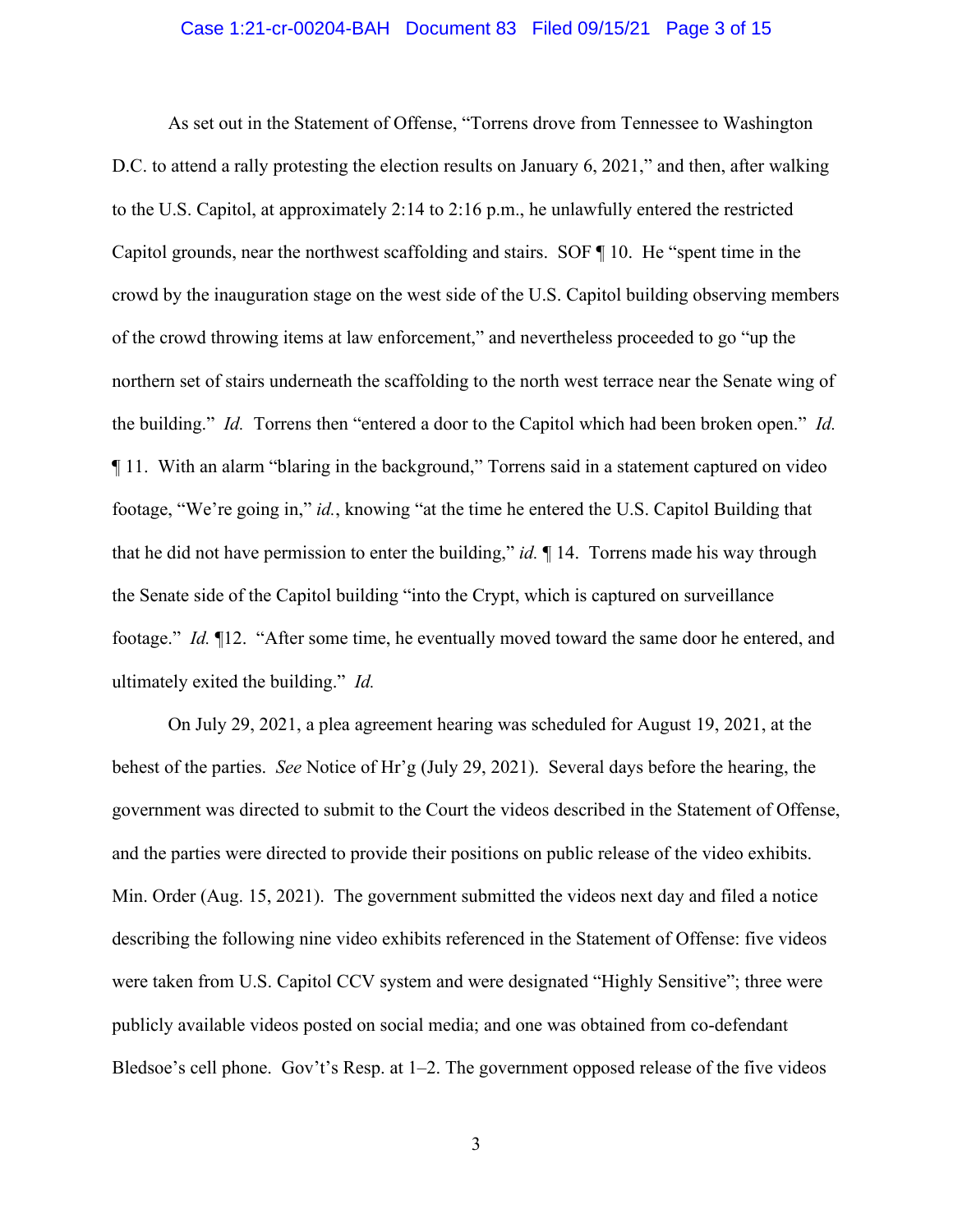As set out in the Statement of Offense, "Torrens drove from Tennessee to Washington D.C. to attend a rally protesting the election results on January 6, 2021," and then, after walking to the U.S. Capitol, at approximately 2:14 to 2:16 p.m., he unlawfully entered the restricted Capitol grounds, near the northwest scaffolding and stairs. SOF ¶ 10. He "spent time in the crowd by the inauguration stage on the west side of the U.S. Capitol building observing members of the crowd throwing items at law enforcement," and nevertheless proceeded to go "up the northern set of stairs underneath the scaffolding to the north west terrace near the Senate wing of the building." *Id.* Torrens then "entered a door to the Capitol which had been broken open." *Id.* ¶ 11. With an alarm "blaring in the background," Torrens said in a statement captured on video footage, "We're going in," *id.*, knowing "at the time he entered the U.S. Capitol Building that that he did not have permission to enter the building," *id.* ¶ 14. Torrens made his way through the Senate side of the Capitol building "into the Crypt, which is captured on surveillance footage." *Id.* ¶12. "After some time, he eventually moved toward the same door he entered, and ultimately exited the building." *Id.*

On July 29, 2021, a plea agreement hearing was scheduled for August 19, 2021, at the behest of the parties. *See* Notice of Hr'g (July 29, 2021). Several days before the hearing, the government was directed to submit to the Court the videos described in the Statement of Offense, and the parties were directed to provide their positions on public release of the video exhibits. Min. Order (Aug. 15, 2021). The government submitted the videos next day and filed a notice describing the following nine video exhibits referenced in the Statement of Offense: five videos were taken from U.S. Capitol CCV system and were designated "Highly Sensitive"; three were publicly available videos posted on social media; and one was obtained from co-defendant Bledsoe's cell phone. Gov't's Resp. at 1–2. The government opposed release of the five videos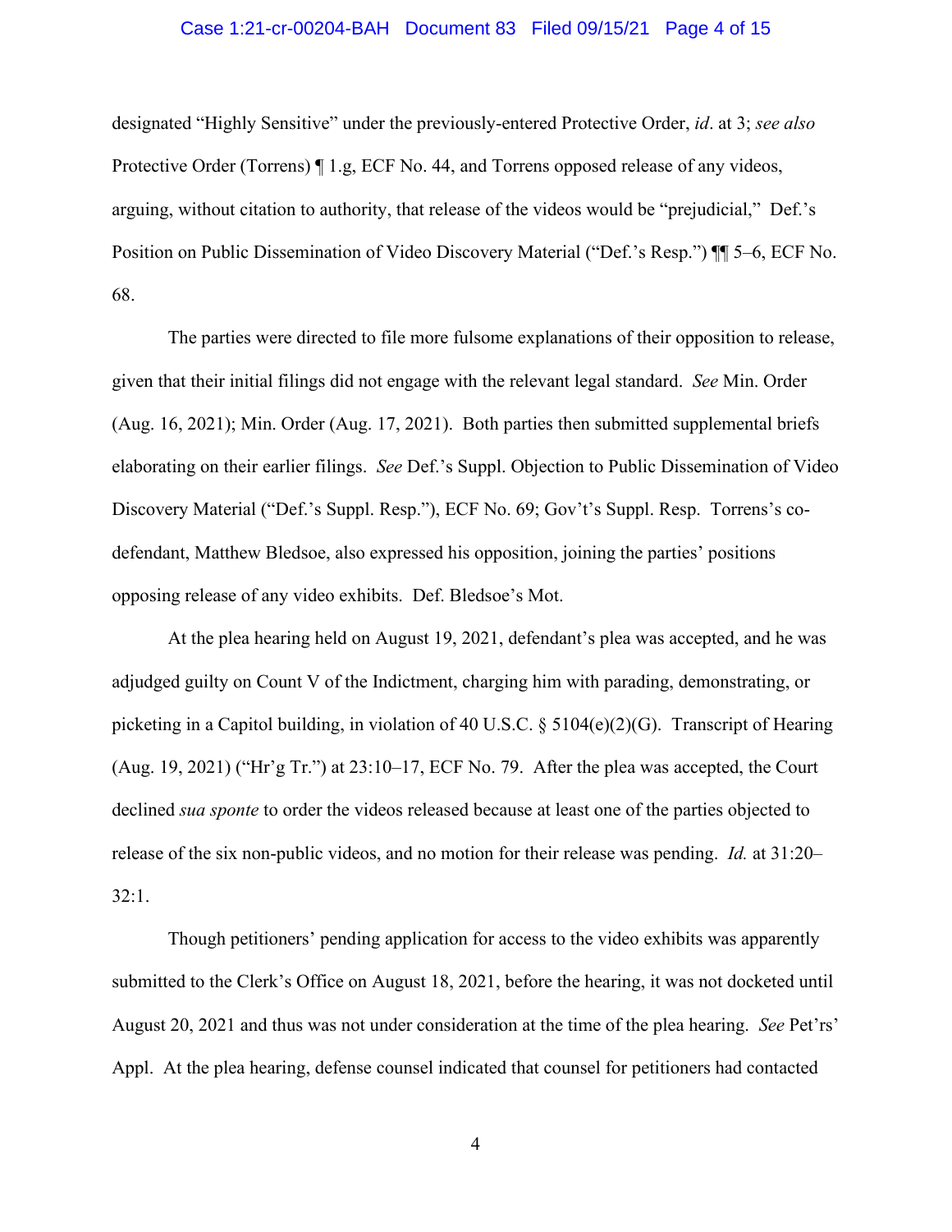designated "Highly Sensitive" under the previously-entered Protective Order, *id*. at 3; *see also* Protective Order (Torrens) ¶ 1.g, ECF No. 44, and Torrens opposed release of any videos, arguing, without citation to authority, that release of the videos would be "prejudicial," Def.'s Position on Public Dissemination of Video Discovery Material ("Def.'s Resp.") ¶¶ 5–6, ECF No. 68.

The parties were directed to file more fulsome explanations of their opposition to release, given that their initial filings did not engage with the relevant legal standard. *See* Min. Order (Aug. 16, 2021); Min. Order (Aug. 17, 2021). Both parties then submitted supplemental briefs elaborating on their earlier filings. *See* Def.'s Suppl. Objection to Public Dissemination of Video Discovery Material ("Def.'s Suppl. Resp."), ECF No. 69; Gov't's Suppl. Resp. Torrens's co-defendant, Matthew Bledsoe, also expressed his opposition, joining the parties' positions opposing release of any video exhibits. Def. Bledsoe's Mot.

At the plea hearing held on August 19, 2021, defendant's plea was accepted, and he was adjudged guilty on Count V of the Indictment, charging him with parading, demonstrating, or picketing in a Capitol building, in violation of 40 U.S.C. § 5104(e)(2)(G). Transcript of Hearing (Aug. 19, 2021) ("Hr'g Tr.") at 23:10–17, ECF No. 79. After the plea was accepted, the Court declined *sua sponte* to order the videos released because at least one of the parties objected to release of the six non-public videos, and no motion for their release was pending. *Id.* at 31:20–32:1.

Though petitioners' pending application for access to the video exhibits was apparently submitted to the Clerk's Office on August 18, 2021, before the hearing, it was not docketed until August 20, 2021 and thus was not under consideration at the time of the plea hearing. *See* Pet'rs' Appl. At the plea hearing, defense counsel indicated that counsel for petitioners had contacted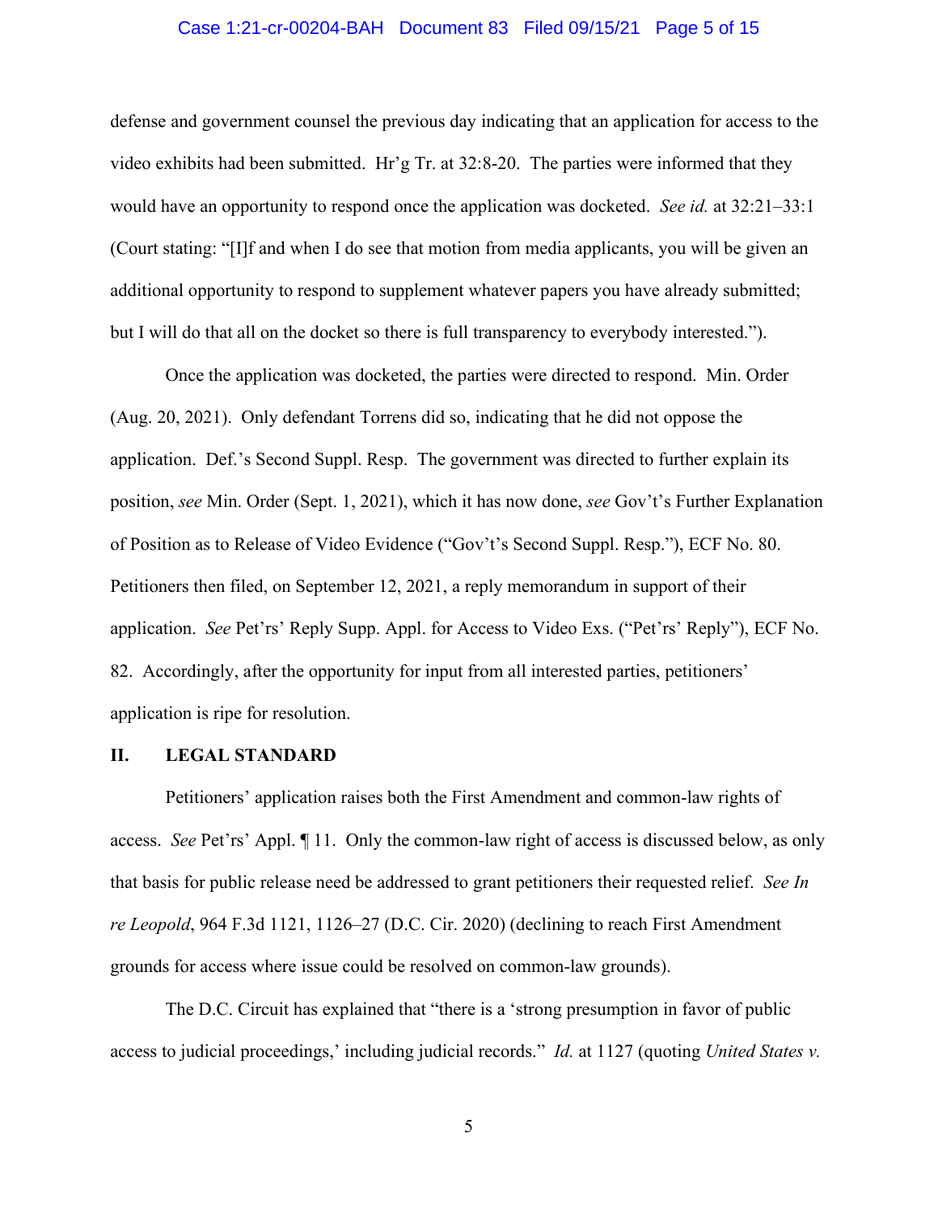defense and government counsel the previous day indicating that an application for access to the video exhibits had been submitted. Hr'g Tr. at 32:8-20. The parties were informed that they would have an opportunity to respond once the application was docketed. *See id.* at 32:21–33:1 (Court stating: "[I]f and when I do see that motion from media applicants, you will be given an additional opportunity to respond to supplement whatever papers you have already submitted; but I will do that all on the docket so there is full transparency to everybody interested.").

Once the application was docketed, the parties were directed to respond. Min. Order (Aug. 20, 2021). Only defendant Torrens did so, indicating that he did not oppose the application. Def.'s Second Suppl. Resp. The government was directed to further explain its position, *see* Min. Order (Sept. 1, 2021), which it has now done, *see* Gov't's Further Explanation of Position as to Release of Video Evidence ("Gov't's Second Suppl. Resp."), ECF No. 80. Petitioners then filed, on September 12, 2021, a reply memorandum in support of their application. *See* Pet'rs' Reply Supp. Appl. for Access to Video Exs. ("Pet'rs' Reply"), ECF No. 82. Accordingly, after the opportunity for input from all interested parties, petitioners' application is ripe for resolution.

## II. LEGAL STANDARD

Petitioners' application raises both the First Amendment and common-law rights of access. *See* Pet'rs' Appl. ¶ 11. Only the common-law right of access is discussed below, as only that basis for public release need be addressed to grant petitioners their requested relief. *See In re Leopold*, 964 F.3d 1121, 1126–27 (D.C. Cir. 2020) (declining to reach First Amendment grounds for access where issue could be resolved on common-law grounds).

The D.C. Circuit has explained that "there is a 'strong presumption in favor of public access to judicial proceedings,' including judicial records." *Id.* at 1127 (quoting *United States v.*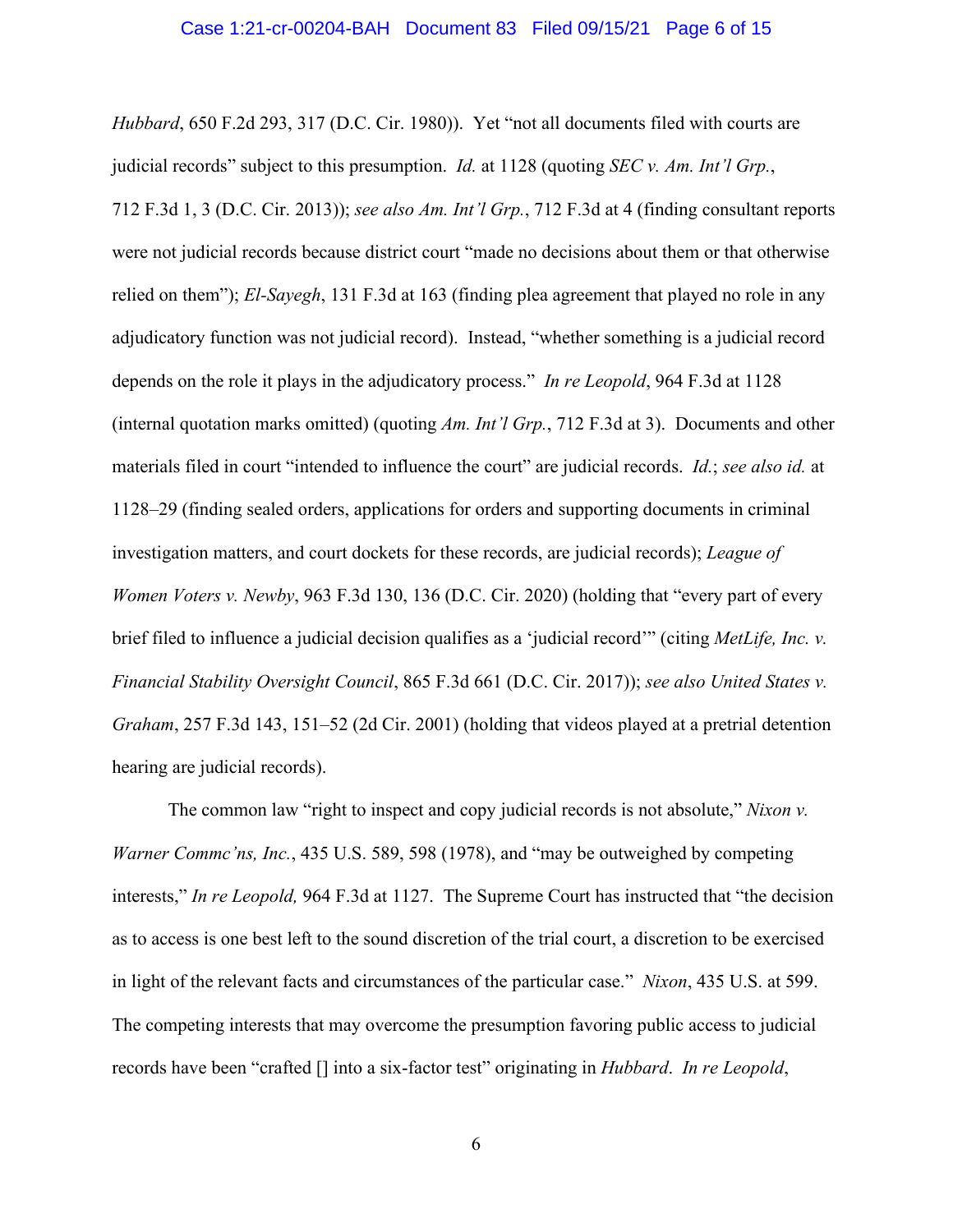*Hubbard*, 650 F.2d 293, 317 (D.C. Cir. 1980)). Yet "not all documents filed with courts are judicial records" subject to this presumption. *Id.* at 1128 (quoting *SEC v. Am. Int'l Grp.*, 712 F.3d 1, 3 (D.C. Cir. 2013)); *see also Am. Int'l Grp.*, 712 F.3d at 4 (finding consultant reports were not judicial records because district court "made no decisions about them or that otherwise relied on them"); *El-Sayegh*, 131 F.3d at 163 (finding plea agreement that played no role in any adjudicatory function was not judicial record). Instead, "whether something is a judicial record depends on the role it plays in the adjudicatory process." *In re Leopold*, 964 F.3d at 1128 (internal quotation marks omitted) (quoting *Am. Int'l Grp.*, 712 F.3d at 3). Documents and other materials filed in court "intended to influence the court" are judicial records. *Id.*; *see also id.* at 1128–29 (finding sealed orders, applications for orders and supporting documents in criminal investigation matters, and court dockets for these records, are judicial records); *League of Women Voters v. Newby*, 963 F.3d 130, 136 (D.C. Cir. 2020) (holding that "every part of every brief filed to influence a judicial decision qualifies as a 'judicial record'" (citing *MetLife, Inc. v. Financial Stability Oversight Council*, 865 F.3d 661 (D.C. Cir. 2017)); *see also United States v. Graham*, 257 F.3d 143, 151–52 (2d Cir. 2001) (holding that videos played at a pretrial detention hearing are judicial records).

The common law "right to inspect and copy judicial records is not absolute," *Nixon v. Warner Commc'ns, Inc.*, 435 U.S. 589, 598 (1978), and "may be outweighed by competing interests," *In re Leopold,* 964 F.3d at 1127. The Supreme Court has instructed that "the decision as to access is one best left to the sound discretion of the trial court, a discretion to be exercised in light of the relevant facts and circumstances of the particular case." *Nixon*, 435 U.S. at 599. The competing interests that may overcome the presumption favoring public access to judicial records have been "crafted [] into a six-factor test" originating in *Hubbard*. *In re Leopold*,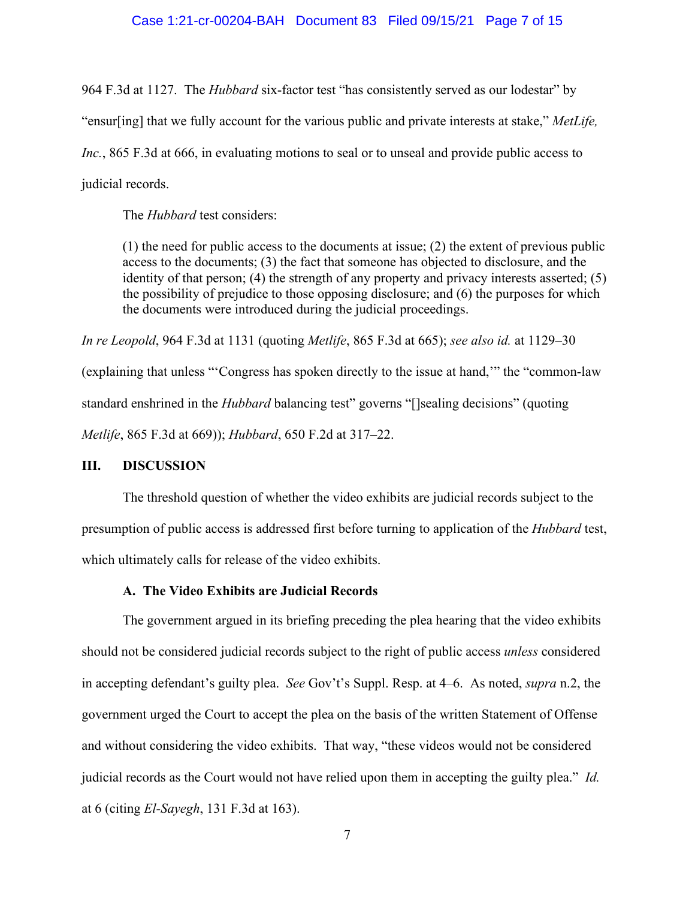964 F.3d at 1127. The *Hubbard* six-factor test "has consistently served as our lodestar" by "ensur[ing] that we fully account for the various public and private interests at stake," *MetLife, Inc.*, 865 F.3d at 666, in evaluating motions to seal or to unseal and provide public access to judicial records.

The *Hubbard* test considers:

> (1) the need for public access to the documents at issue; (2) the extent of previous public access to the documents; (3) the fact that someone has objected to disclosure, and the identity of that person; (4) the strength of any property and privacy interests asserted; (5) the possibility of prejudice to those opposing disclosure; and (6) the purposes for which the documents were introduced during the judicial proceedings.

*In re Leopold*, 964 F.3d at 1131 (quoting *Metlife*, 865 F.3d at 665); *see also id.* at 1129–30 (explaining that unless "'Congress has spoken directly to the issue at hand,'" the "common-law standard enshrined in the *Hubbard* balancing test" governs "[]sealing decisions" (quoting *Metlife*, 865 F.3d at 669)); *Hubbard*, 650 F.2d at 317–22.

## III. DISCUSSION

The threshold question of whether the video exhibits are judicial records subject to the presumption of public access is addressed first before turning to application of the *Hubbard* test, which ultimately calls for release of the video exhibits.

### A. The Video Exhibits are Judicial Records

The government argued in its briefing preceding the plea hearing that the video exhibits should not be considered judicial records subject to the right of public access *unless* considered in accepting defendant's guilty plea. *See* Gov't's Suppl. Resp. at 4–6. As noted, *supra* n.2, the government urged the Court to accept the plea on the basis of the written Statement of Offense and without considering the video exhibits. That way, "these videos would not be considered judicial records as the Court would not have relied upon them in accepting the guilty plea." *Id.* at 6 (citing *El-Sayegh*, 131 F.3d at 163).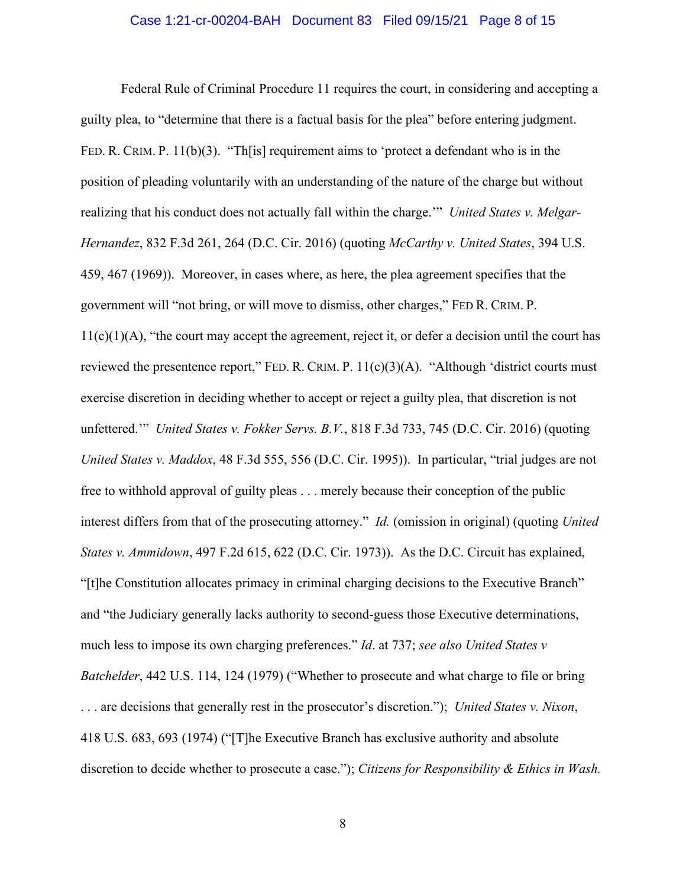Federal Rule of Criminal Procedure 11 requires the court, in considering and accepting a guilty plea, to "determine that there is a factual basis for the plea" before entering judgment. FED. R. CRIM. P. 11(b)(3). "Th[is] requirement aims to 'protect a defendant who is in the position of pleading voluntarily with an understanding of the nature of the charge but without realizing that his conduct does not actually fall within the charge.'" *United States v. Melgar-Hernandez*, 832 F.3d 261, 264 (D.C. Cir. 2016) (quoting *McCarthy v. United States*, 394 U.S. 459, 467 (1969)). Moreover, in cases where, as here, the plea agreement specifies that the government will "not bring, or will move to dismiss, other charges," FED R. CRIM. P. 11(c)(1)(A), "the court may accept the agreement, reject it, or defer a decision until the court has reviewed the presentence report," FED. R. CRIM. P. 11(c)(3)(A). "Although 'district courts must exercise discretion in deciding whether to accept or reject a guilty plea, that discretion is not unfettered.'" *United States v. Fokker Servs. B.V.*, 818 F.3d 733, 745 (D.C. Cir. 2016) (quoting *United States v. Maddox*, 48 F.3d 555, 556 (D.C. Cir. 1995)). In particular, "trial judges are not free to withhold approval of guilty pleas . . . merely because their conception of the public interest differs from that of the prosecuting attorney." *Id.* (omission in original) (quoting *United States v. Ammidown*, 497 F.2d 615, 622 (D.C. Cir. 1973)). As the D.C. Circuit has explained, "[t]he Constitution allocates primacy in criminal charging decisions to the Executive Branch" and "the Judiciary generally lacks authority to second-guess those Executive determinations, much less to impose its own charging preferences." *Id*. at 737; *see also United States v Batchelder*, 442 U.S. 114, 124 (1979) ("Whether to prosecute and what charge to file or bring . . . are decisions that generally rest in the prosecutor's discretion."); *United States v. Nixon*, 418 U.S. 683, 693 (1974) ("[T]he Executive Branch has exclusive authority and absolute discretion to decide whether to prosecute a case."); *Citizens for Responsibility & Ethics in Wash.*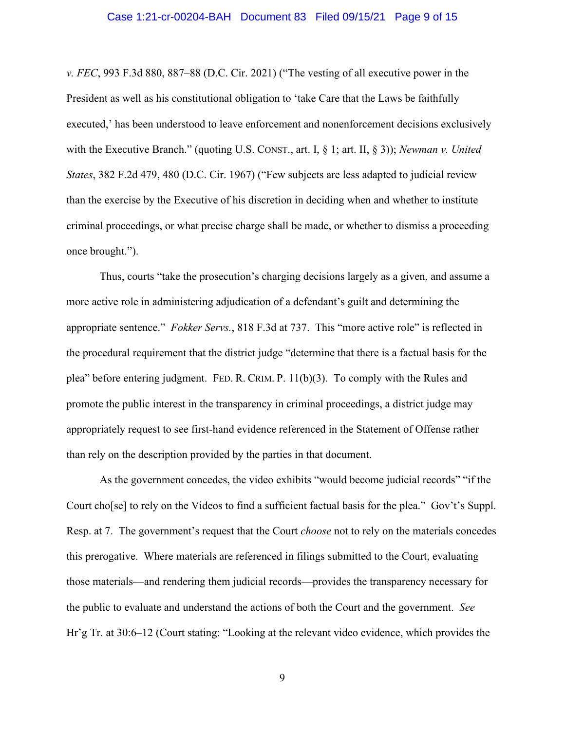*v. FEC*, 993 F.3d 880, 887–88 (D.C. Cir. 2021) ("The vesting of all executive power in the President as well as his constitutional obligation to 'take Care that the Laws be faithfully executed,' has been understood to leave enforcement and nonenforcement decisions exclusively with the Executive Branch." (quoting U.S. CONST., art. I, § 1; art. II, § 3)); *Newman v. United States*, 382 F.2d 479, 480 (D.C. Cir. 1967) ("Few subjects are less adapted to judicial review than the exercise by the Executive of his discretion in deciding when and whether to institute criminal proceedings, or what precise charge shall be made, or whether to dismiss a proceeding once brought.").

Thus, courts "take the prosecution's charging decisions largely as a given, and assume a more active role in administering adjudication of a defendant's guilt and determining the appropriate sentence." *Fokker Servs.*, 818 F.3d at 737. This "more active role" is reflected in the procedural requirement that the district judge "determine that there is a factual basis for the plea" before entering judgment. FED. R. CRIM. P. 11(b)(3). To comply with the Rules and promote the public interest in the transparency in criminal proceedings, a district judge may appropriately request to see first-hand evidence referenced in the Statement of Offense rather than rely on the description provided by the parties in that document.

As the government concedes, the video exhibits "would become judicial records" "if the Court cho[se] to rely on the Videos to find a sufficient factual basis for the plea." Gov't's Suppl. Resp. at 7. The government's request that the Court *choose* not to rely on the materials concedes this prerogative. Where materials are referenced in filings submitted to the Court, evaluating those materials—and rendering them judicial records—provides the transparency necessary for the public to evaluate and understand the actions of both the Court and the government. *See* Hr'g Tr. at 30:6–12 (Court stating: "Looking at the relevant video evidence, which provides the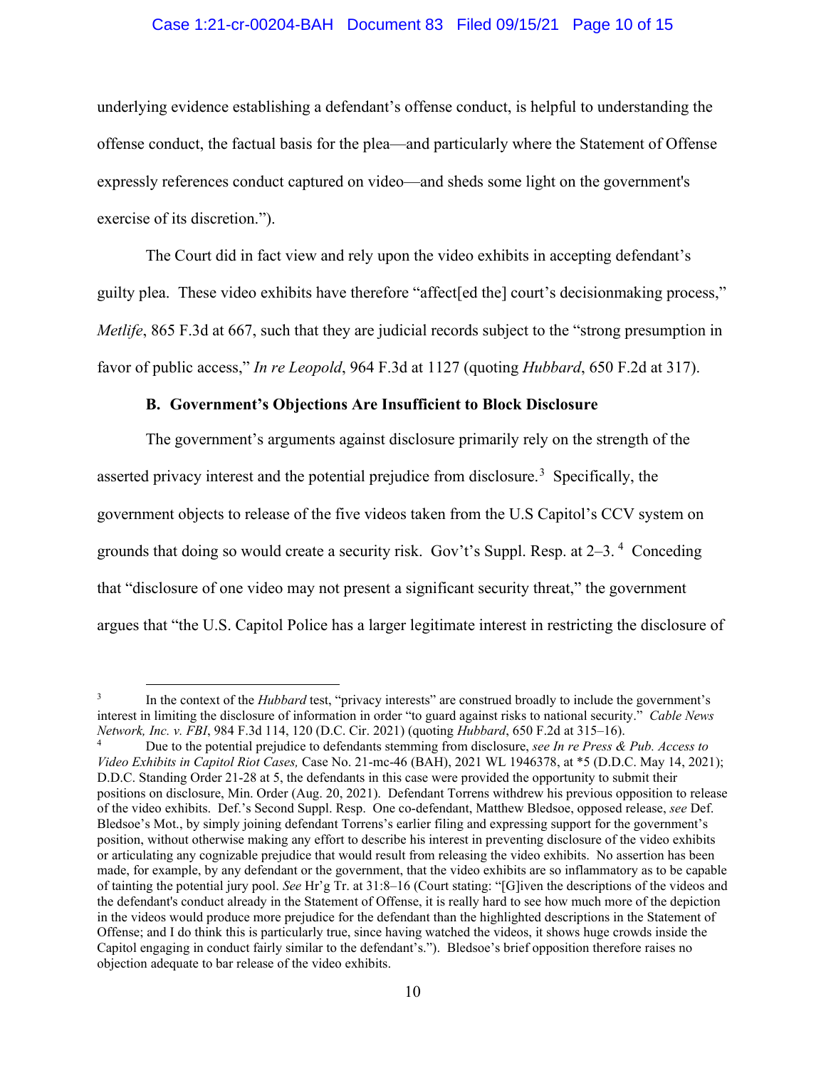underlying evidence establishing a defendant's offense conduct, is helpful to understanding the offense conduct, the factual basis for the plea—and particularly where the Statement of Offense expressly references conduct captured on video—and sheds some light on the government's exercise of its discretion.").

The Court did in fact view and rely upon the video exhibits in accepting defendant's guilty plea. These video exhibits have therefore "affect[ed the] court's decisionmaking process," *Metlife*, 865 F.3d at 667, such that they are judicial records subject to the "strong presumption in favor of public access," *In re Leopold*, 964 F.3d at 1127 (quoting *Hubbard*, 650 F.2d at 317).

### B. Government's Objections Are Insufficient to Block Disclosure

The government's arguments against disclosure primarily rely on the strength of the asserted privacy interest and the potential prejudice from disclosure.[3] Specifically, the government objects to release of the five videos taken from the U.S Capitol's CCV system on grounds that doing so would create a security risk. Gov't's Suppl. Resp. at 2–3.[4] Conceding that "disclosure of one video may not present a significant security threat," the government argues that "the U.S. Capitol Police has a larger legitimate interest in restricting the disclosure of

---

[3] In the context of the *Hubbard* test, "privacy interests" are construed broadly to include the government's interest in limiting the disclosure of information in order "to guard against risks to national security." *Cable News Network, Inc. v. FBI*, 984 F.3d 114, 120 (D.C. Cir. 2021) (quoting *Hubbard*, 650 F.2d at 315–16).

[4] Due to the potential prejudice to defendants stemming from disclosure, *see In re Press & Pub. Access to Video Exhibits in Capitol Riot Cases,* Case No. 21-mc-46 (BAH), 2021 WL 1946378, at *5 (D.D.C. May 14, 2021); D.D.C. Standing Order 21-28 at 5, the defendants in this case were provided the opportunity to submit their positions on disclosure, Min. Order (Aug. 20, 2021). Defendant Torrens withdrew his previous opposition to release of the video exhibits. Def.'s Second Suppl. Resp. One co-defendant, Matthew Bledsoe, opposed release, *see* Def. Bledsoe's Mot., by simply joining defendant Torrens's earlier filing and expressing support for the government's position, without otherwise making any effort to describe his interest in preventing disclosure of the video exhibits or articulating any cognizable prejudice that would result from releasing the video exhibits. No assertion has been made, for example, by any defendant or the government, that the video exhibits are so inflammatory as to be capable of tainting the potential jury pool. *See* Hr'g Tr. at 31:8–16 (Court stating: "[G]iven the descriptions of the videos and the defendant's conduct already in the Statement of Offense, it is really hard to see how much more of the depiction in the videos would produce more prejudice for the defendant than the highlighted descriptions in the Statement of Offense; and I do think this is particularly true, since having watched the videos, it shows huge crowds inside the Capitol engaging in conduct fairly similar to the defendant's."). Bledsoe's brief opposition therefore raises no objection adequate to bar release of the video exhibits.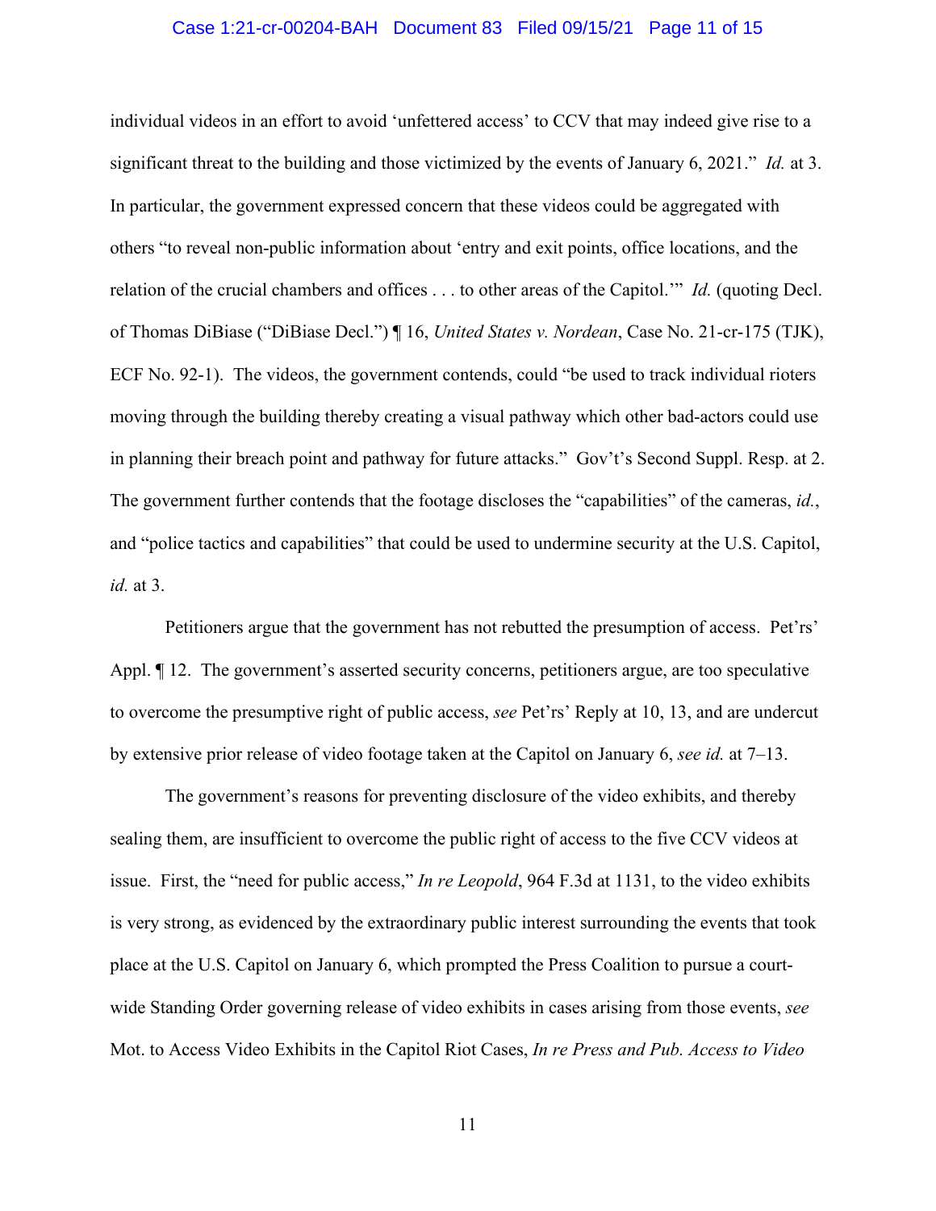individual videos in an effort to avoid 'unfettered access' to CCV that may indeed give rise to a significant threat to the building and those victimized by the events of January 6, 2021." *Id.* at 3. In particular, the government expressed concern that these videos could be aggregated with others "to reveal non-public information about 'entry and exit points, office locations, and the relation of the crucial chambers and offices . . . to other areas of the Capitol.'" *Id.* (quoting Decl. of Thomas DiBiase ("DiBiase Decl.") ¶ 16, *United States v. Nordean*, Case No. 21-cr-175 (TJK), ECF No. 92-1). The videos, the government contends, could "be used to track individual rioters moving through the building thereby creating a visual pathway which other bad-actors could use in planning their breach point and pathway for future attacks." Gov't's Second Suppl. Resp. at 2. The government further contends that the footage discloses the "capabilities" of the cameras, *id.*, and "police tactics and capabilities" that could be used to undermine security at the U.S. Capitol, *id.* at 3.

Petitioners argue that the government has not rebutted the presumption of access. Pet'rs' Appl. ¶ 12. The government's asserted security concerns, petitioners argue, are too speculative to overcome the presumptive right of public access, *see* Pet'rs' Reply at 10, 13, and are undercut by extensive prior release of video footage taken at the Capitol on January 6, *see id.* at 7–13.

The government's reasons for preventing disclosure of the video exhibits, and thereby sealing them, are insufficient to overcome the public right of access to the five CCV videos at issue. First, the "need for public access," *In re Leopold*, 964 F.3d at 1131, to the video exhibits is very strong, as evidenced by the extraordinary public interest surrounding the events that took place at the U.S. Capitol on January 6, which prompted the Press Coalition to pursue a court-wide Standing Order governing release of video exhibits in cases arising from those events, *see* Mot. to Access Video Exhibits in the Capitol Riot Cases, *In re Press and Pub. Access to Video*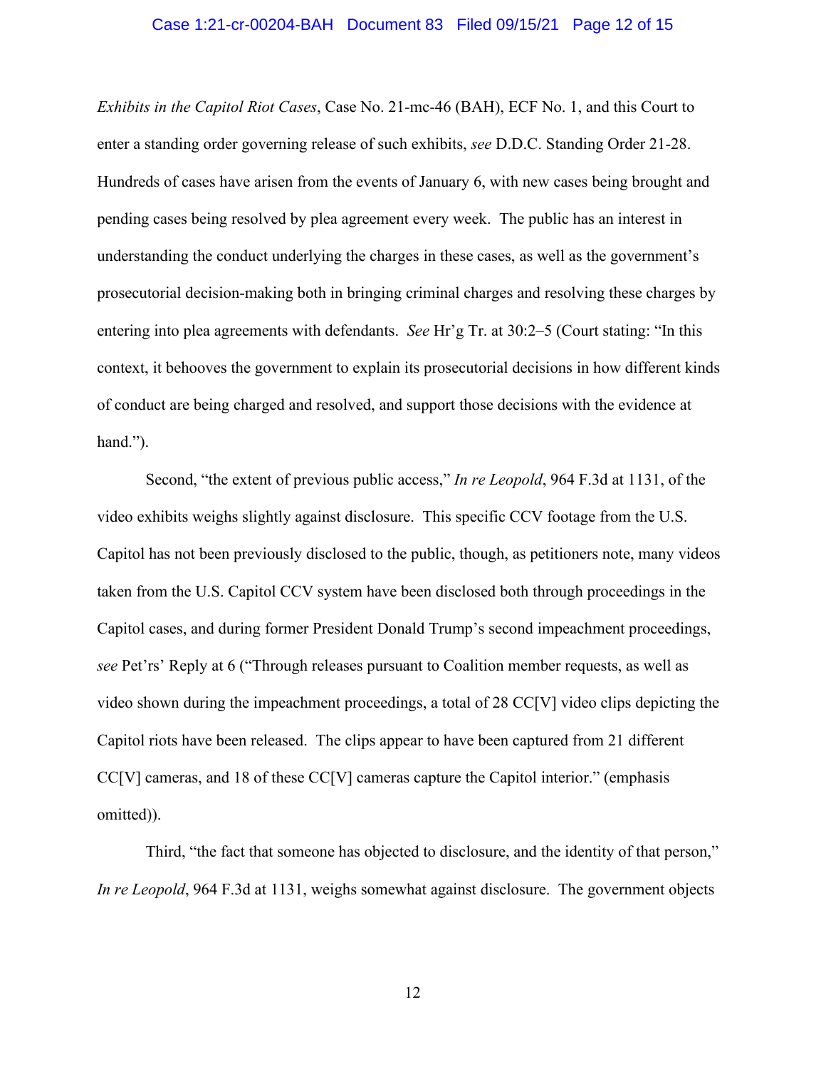*Exhibits in the Capitol Riot Cases*, Case No. 21-mc-46 (BAH), ECF No. 1, and this Court to enter a standing order governing release of such exhibits, *see* D.D.C. Standing Order 21-28. Hundreds of cases have arisen from the events of January 6, with new cases being brought and pending cases being resolved by plea agreement every week. The public has an interest in understanding the conduct underlying the charges in these cases, as well as the government's prosecutorial decision-making both in bringing criminal charges and resolving these charges by entering into plea agreements with defendants. *See* Hr'g Tr. at 30:2–5 (Court stating: "In this context, it behooves the government to explain its prosecutorial decisions in how different kinds of conduct are being charged and resolved, and support those decisions with the evidence at hand.").

Second, "the extent of previous public access," *In re Leopold*, 964 F.3d at 1131, of the video exhibits weighs slightly against disclosure. This specific CCV footage from the U.S. Capitol has not been previously disclosed to the public, though, as petitioners note, many videos taken from the U.S. Capitol CCV system have been disclosed both through proceedings in the Capitol cases, and during former President Donald Trump's second impeachment proceedings, *see* Pet'rs' Reply at 6 ("Through releases pursuant to Coalition member requests, as well as video shown during the impeachment proceedings, a total of 28 CC[V] video clips depicting the Capitol riots have been released. The clips appear to have been captured from 21 different CC[V] cameras, and 18 of these CC[V] cameras capture the Capitol interior." (emphasis omitted)).

Third, "the fact that someone has objected to disclosure, and the identity of that person," *In re Leopold*, 964 F.3d at 1131, weighs somewhat against disclosure. The government objects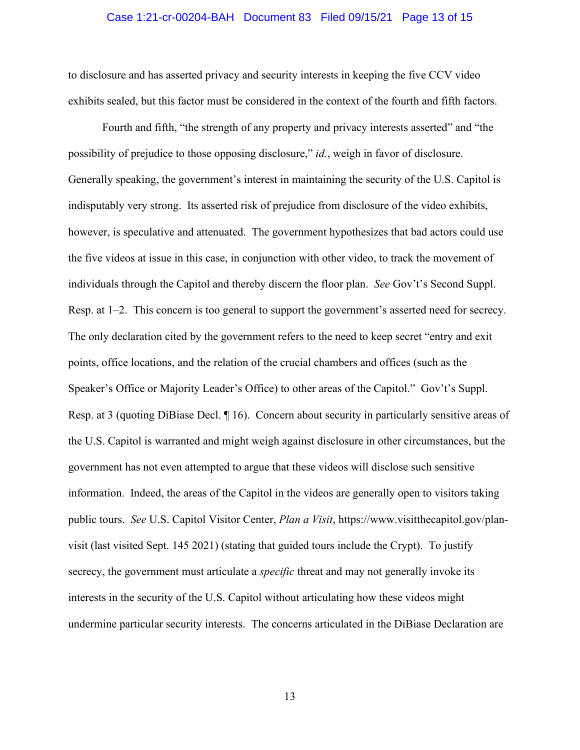to disclosure and has asserted privacy and security interests in keeping the five CCV video exhibits sealed, but this factor must be considered in the context of the fourth and fifth factors.

Fourth and fifth, "the strength of any property and privacy interests asserted" and "the possibility of prejudice to those opposing disclosure," *id.*, weigh in favor of disclosure. Generally speaking, the government's interest in maintaining the security of the U.S. Capitol is indisputably very strong. Its asserted risk of prejudice from disclosure of the video exhibits, however, is speculative and attenuated. The government hypothesizes that bad actors could use the five videos at issue in this case, in conjunction with other video, to track the movement of individuals through the Capitol and thereby discern the floor plan. *See* Gov't's Second Suppl. Resp. at 1–2. This concern is too general to support the government's asserted need for secrecy. The only declaration cited by the government refers to the need to keep secret "entry and exit points, office locations, and the relation of the crucial chambers and offices (such as the Speaker's Office or Majority Leader's Office) to other areas of the Capitol." Gov't's Suppl. Resp. at 3 (quoting DiBiase Decl. ¶ 16). Concern about security in particularly sensitive areas of the U.S. Capitol is warranted and might weigh against disclosure in other circumstances, but the government has not even attempted to argue that these videos will disclose such sensitive information. Indeed, the areas of the Capitol in the videos are generally open to visitors taking public tours. *See* U.S. Capitol Visitor Center, *Plan a Visit*, https://www.visitthecapitol.gov/plan-visit (last visited Sept. 145 2021) (stating that guided tours include the Crypt). To justify secrecy, the government must articulate a *specific* threat and may not generally invoke its interests in the security of the U.S. Capitol without articulating how these videos might undermine particular security interests. The concerns articulated in the DiBiase Declaration are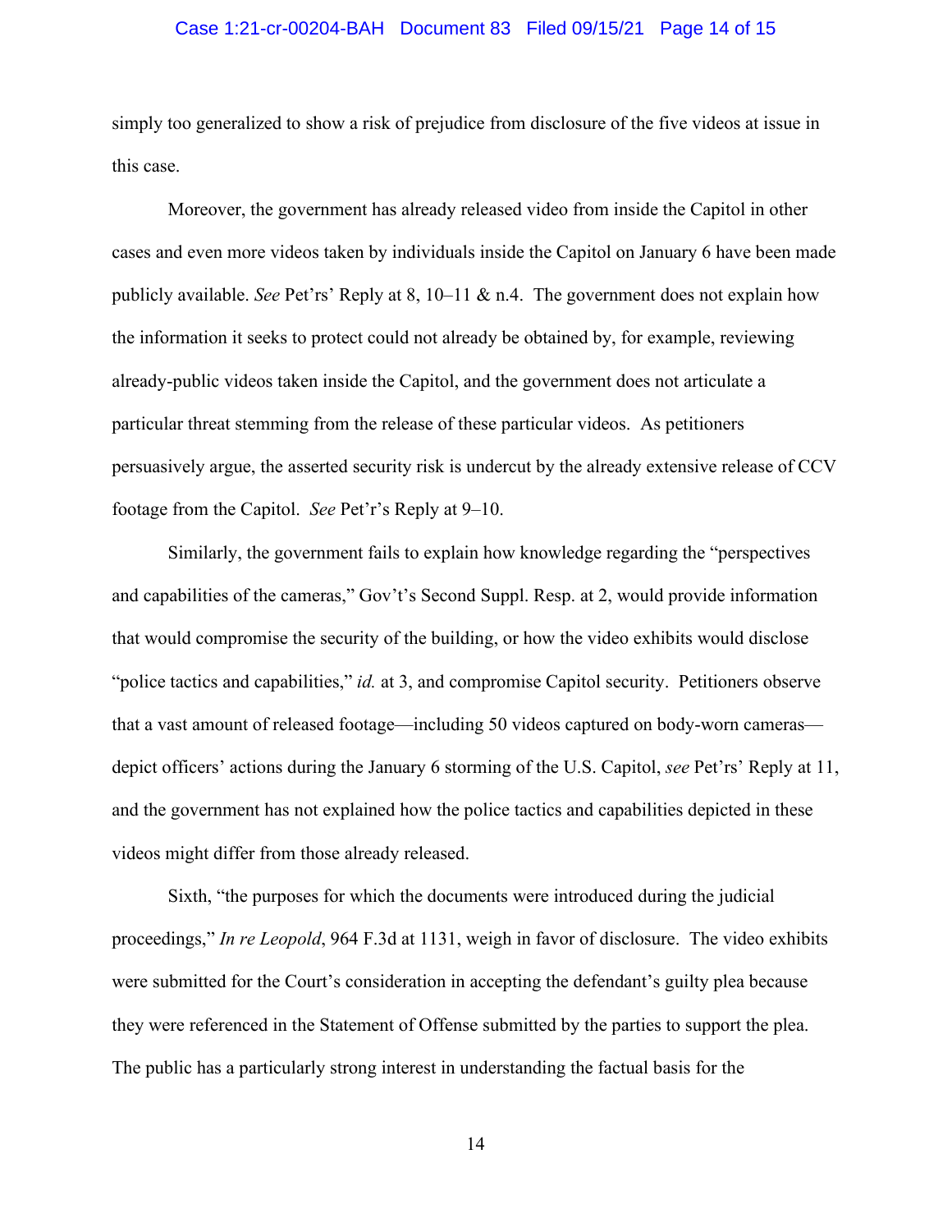simply too generalized to show a risk of prejudice from disclosure of the five videos at issue in this case.

Moreover, the government has already released video from inside the Capitol in other cases and even more videos taken by individuals inside the Capitol on January 6 have been made publicly available. *See* Pet'rs' Reply at 8, 10–11 & n.4. The government does not explain how the information it seeks to protect could not already be obtained by, for example, reviewing already-public videos taken inside the Capitol, and the government does not articulate a particular threat stemming from the release of these particular videos. As petitioners persuasively argue, the asserted security risk is undercut by the already extensive release of CCV footage from the Capitol. *See* Pet'r's Reply at 9–10.

Similarly, the government fails to explain how knowledge regarding the "perspectives and capabilities of the cameras," Gov't's Second Suppl. Resp. at 2, would provide information that would compromise the security of the building, or how the video exhibits would disclose "police tactics and capabilities," *id.* at 3, and compromise Capitol security. Petitioners observe that a vast amount of released footage—including 50 videos captured on body-worn cameras—depict officers' actions during the January 6 storming of the U.S. Capitol, *see* Pet'rs' Reply at 11, and the government has not explained how the police tactics and capabilities depicted in these videos might differ from those already released.

Sixth, "the purposes for which the documents were introduced during the judicial proceedings," *In re Leopold*, 964 F.3d at 1131, weigh in favor of disclosure. The video exhibits were submitted for the Court's consideration in accepting the defendant's guilty plea because they were referenced in the Statement of Offense submitted by the parties to support the plea. The public has a particularly strong interest in understanding the factual basis for the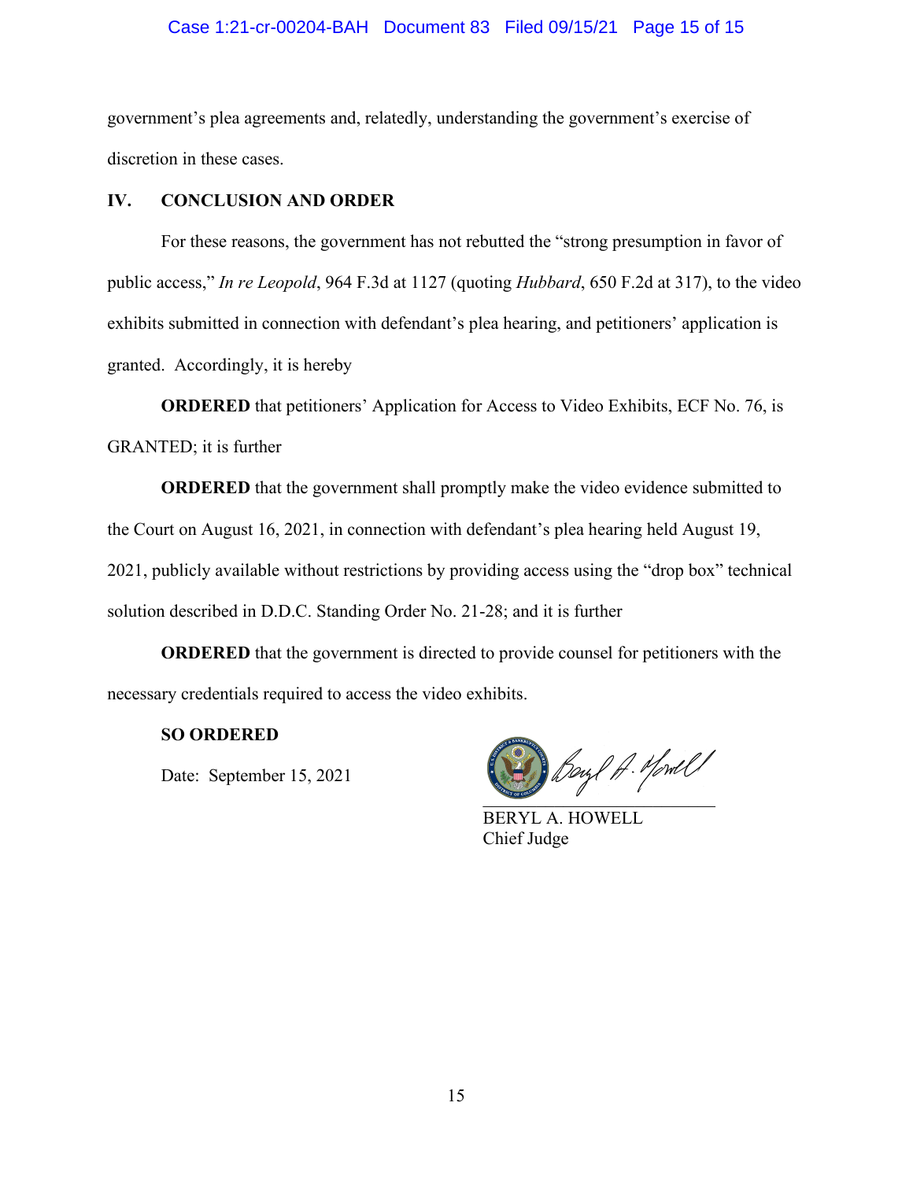government's plea agreements and, relatedly, understanding the government's exercise of discretion in these cases.

## IV. CONCLUSION AND ORDER

For these reasons, the government has not rebutted the "strong presumption in favor of public access," *In re Leopold*, 964 F.3d at 1127 (quoting *Hubbard*, 650 F.2d at 317), to the video exhibits submitted in connection with defendant's plea hearing, and petitioners' application is granted. Accordingly, it is hereby

**ORDERED** that petitioners' Application for Access to Video Exhibits, ECF No. 76, is GRANTED; it is further

**ORDERED** that the government shall promptly make the video evidence submitted to the Court on August 16, 2021, in connection with defendant's plea hearing held August 19, 2021, publicly available without restrictions by providing access using the "drop box" technical solution described in D.D.C. Standing Order No. 21-28; and it is further

**ORDERED** that the government is directed to provide counsel for petitioners with the necessary credentials required to access the video exhibits.

**SO ORDERED**

Date: September 15, 2021

BERYL A. HOWELL
Chief Judge